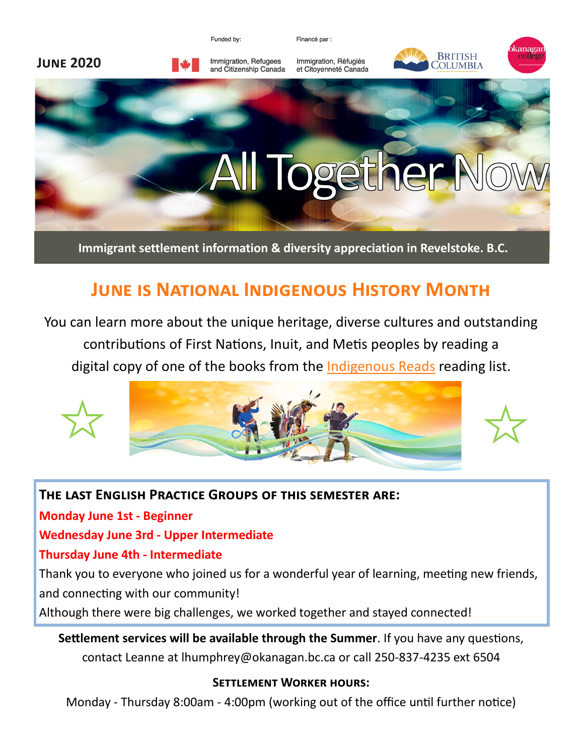**June 2020**

Funded by: Immigration, Refugees and Citizenship Canada

Financé par : Immigration, Réfugiés et Citoyenneté Canada

British Columbia

Okanagan College

# All Together Now

**Immigrant settlement information & diversity appreciation in Revelstoke. B.C.**

## June is National Indigenous History Month

You can learn more about the unique heritage, diverse cultures and outstanding contributions of First Nations, Inuit, and Metis peoples by reading a digital copy of one of the books from the Indigenous Reads reading list.

### The last English Practice Groups of this semester are:

**Monday June 1st - Beginner**

**Wednesday June 3rd - Upper Intermediate**

**Thursday June 4th - Intermediate**

Thank you to everyone who joined us for a wonderful year of learning, meeting new friends, and connecting with our community!

Although there were big challenges, we worked together and stayed connected!

**Settlement services will be available through the Summer**. If you have any questions, contact Leanne at lhumphrey@okanagan.bc.ca or call 250-837-4235 ext 6504

### Settlement Worker hours:

Monday - Thursday 8:00am - 4:00pm (working out of the office until further notice)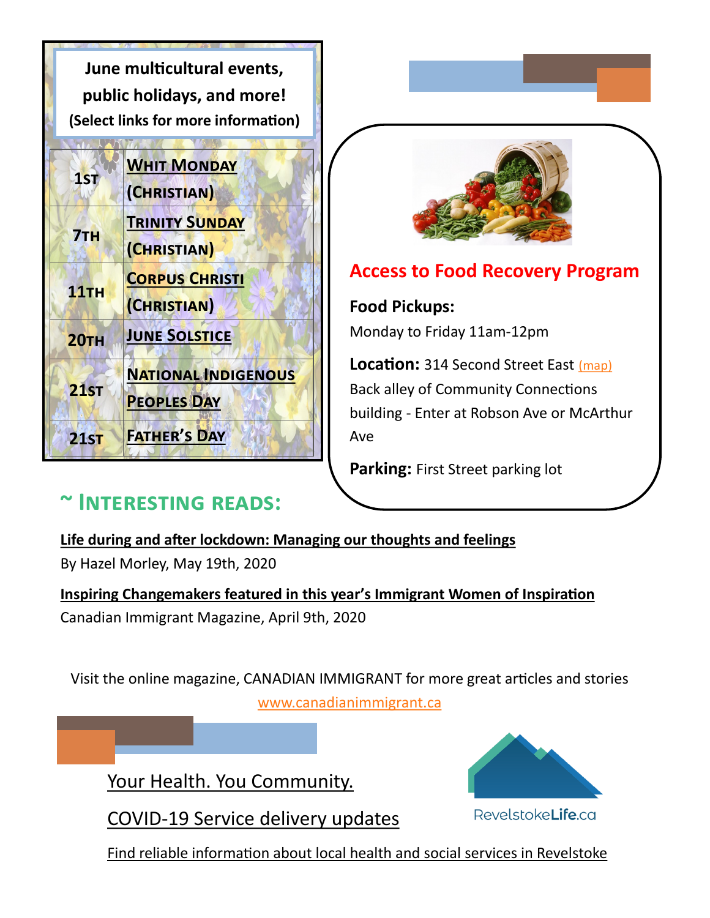**June multicultural events, public holidays, and more!**
**(Select links for more information)**

| | |
|---|---|
| 1st | Whit Monday (Christian) |
| 7th | Trinity Sunday (Christian) |
| 11th | Corpus Christi (Christian) |
| 20th | June Solstice |
| 21st | National Indigenous Peoples Day |
| 21st | Father's Day |

## Access to Food Recovery Program

**Food Pickups:**
Monday to Friday 11am-12pm

**Location:** 314 Second Street East (map)
Back alley of Community Connections building - Enter at Robson Ave or McArthur Ave

**Parking:** First Street parking lot

## ~ Interesting reads:

**Life during and after lockdown: Managing our thoughts and feelings**
By Hazel Morley, May 19th, 2020

**Inspiring Changemakers featured in this year's Immigrant Women of Inspiration**
Canadian Immigrant Magazine, April 9th, 2020

Visit the online magazine, CANADIAN IMMIGRANT for more great articles and stories
www.canadianimmigrant.ca

Your Health. You Community.

COVID-19 Service delivery updates

RevelstokeLife.ca

Find reliable information about local health and social services in Revelstoke